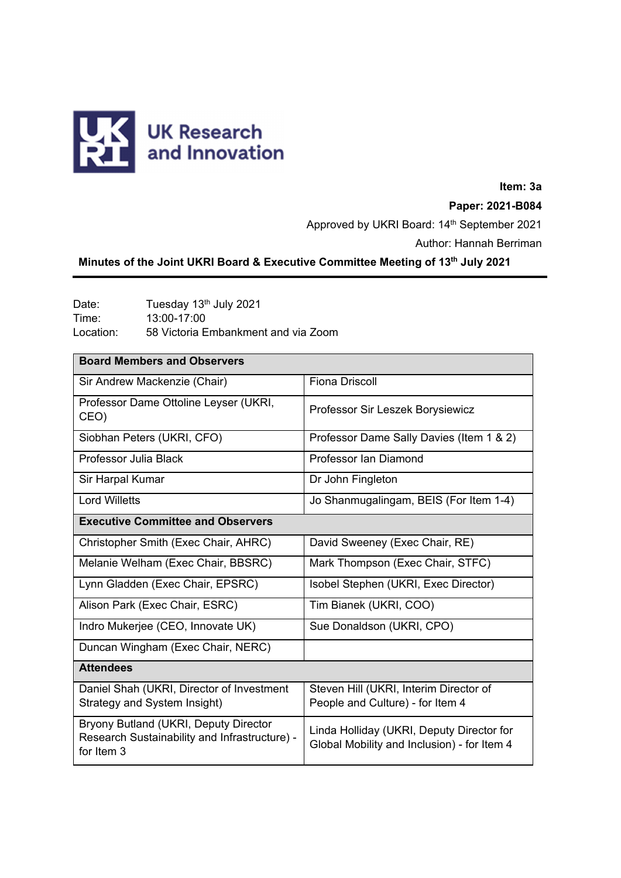UK Research and Innovation

**Item: 3a**

**Paper: 2021-B084**

Approved by UKRI Board: 14th September 2021

Author: Hannah Berriman

**Minutes of the Joint UKRI Board & Executive Committee Meeting of 13th July 2021**

Date: Tuesday 13th July 2021
Time: 13:00-17:00
Location: 58 Victoria Embankment and via Zoom

| **Board Members and Observers** | |
|---|---|
| Sir Andrew Mackenzie (Chair) | Fiona Driscoll |
| Professor Dame Ottoline Leyser (UKRI, CEO) | Professor Sir Leszek Borysiewicz |
| Siobhan Peters (UKRI, CFO) | Professor Dame Sally Davies (Item 1 & 2) |
| Professor Julia Black | Professor Ian Diamond |
| Sir Harpal Kumar | Dr John Fingleton |
| Lord Willetts | Jo Shanmugalingam, BEIS (For Item 1-4) |
| **Executive Committee and Observers** | |
| Christopher Smith (Exec Chair, AHRC) | David Sweeney (Exec Chair, RE) |
| Melanie Welham (Exec Chair, BBSRC) | Mark Thompson (Exec Chair, STFC) |
| Lynn Gladden (Exec Chair, EPSRC) | Isobel Stephen (UKRI, Exec Director) |
| Alison Park (Exec Chair, ESRC) | Tim Bianek (UKRI, COO) |
| Indro Mukerjee (CEO, Innovate UK) | Sue Donaldson (UKRI, CPO) |
| Duncan Wingham (Exec Chair, NERC) | |
| **Attendees** | |
| Daniel Shah (UKRI, Director of Investment Strategy and System Insight) | Steven Hill (UKRI, Interim Director of People and Culture) - for Item 4 |
| Bryony Butland (UKRI, Deputy Director Research Sustainability and Infrastructure) - for Item 3 | Linda Holliday (UKRI, Deputy Director for Global Mobility and Inclusion) - for Item 4 |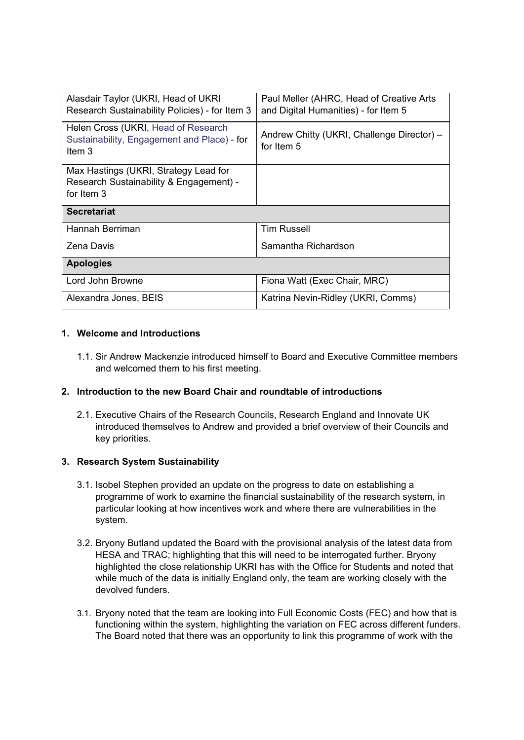| | |
|---|---|
| Alasdair Taylor (UKRI, Head of UKRI Research Sustainability Policies) - for Item 3 | Paul Meller (AHRC, Head of Creative Arts and Digital Humanities) - for Item 5 |
| Helen Cross (UKRI, Head of Research Sustainability, Engagement and Place) - for Item 3 | Andrew Chitty (UKRI, Challenge Director) – for Item 5 |
| Max Hastings (UKRI, Strategy Lead for Research Sustainability & Engagement) - for Item 3 | |
| **Secretariat** | |
| Hannah Berriman | Tim Russell |
| Zena Davis | Samantha Richardson |
| **Apologies** | |
| Lord John Browne | Fiona Watt (Exec Chair, MRC) |
| Alexandra Jones, BEIS | Katrina Nevin-Ridley (UKRI, Comms) |

1. **Welcome and Introductions**

   1.1. Sir Andrew Mackenzie introduced himself to Board and Executive Committee members and welcomed them to his first meeting.

2. **Introduction to the new Board Chair and roundtable of introductions**

   2.1. Executive Chairs of the Research Councils, Research England and Innovate UK introduced themselves to Andrew and provided a brief overview of their Councils and key priorities.

3. **Research System Sustainability**

   3.1. Isobel Stephen provided an update on the progress to date on establishing a programme of work to examine the financial sustainability of the research system, in particular looking at how incentives work and where there are vulnerabilities in the system.

   3.2. Bryony Butland updated the Board with the provisional analysis of the latest data from HESA and TRAC; highlighting that this will need to be interrogated further. Bryony highlighted the close relationship UKRI has with the Office for Students and noted that while much of the data is initially England only, the team are working closely with the devolved funders.

   3.1. Bryony noted that the team are looking into Full Economic Costs (FEC) and how that is functioning within the system, highlighting the variation on FEC across different funders. The Board noted that there was an opportunity to link this programme of work with the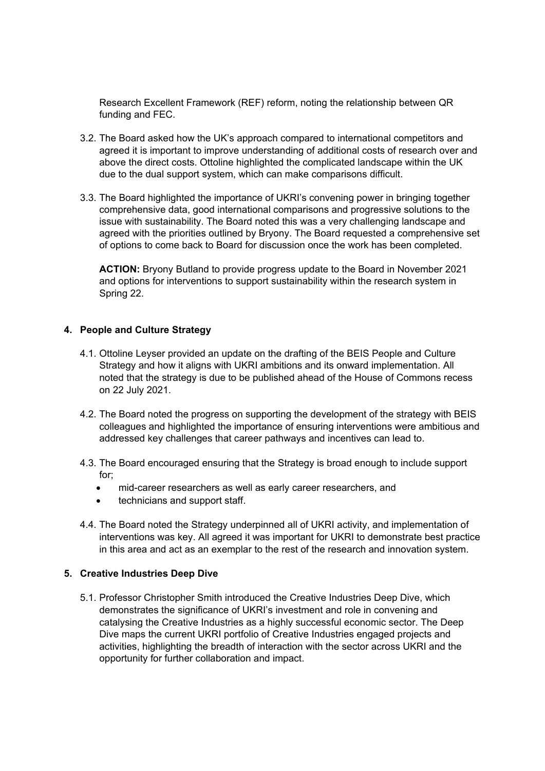Research Excellent Framework (REF) reform, noting the relationship between QR funding and FEC.

3.2. The Board asked how the UK's approach compared to international competitors and agreed it is important to improve understanding of additional costs of research over and above the direct costs. Ottoline highlighted the complicated landscape within the UK due to the dual support system, which can make comparisons difficult.

3.3. The Board highlighted the importance of UKRI's convening power in bringing together comprehensive data, good international comparisons and progressive solutions to the issue with sustainability. The Board noted this was a very challenging landscape and agreed with the priorities outlined by Bryony. The Board requested a comprehensive set of options to come back to Board for discussion once the work has been completed.

**ACTION:** Bryony Butland to provide progress update to the Board in November 2021 and options for interventions to support sustainability within the research system in Spring 22.

## 4. People and Culture Strategy

4.1. Ottoline Leyser provided an update on the drafting of the BEIS People and Culture Strategy and how it aligns with UKRI ambitions and its onward implementation. All noted that the strategy is due to be published ahead of the House of Commons recess on 22 July 2021.

4.2. The Board noted the progress on supporting the development of the strategy with BEIS colleagues and highlighted the importance of ensuring interventions were ambitious and addressed key challenges that career pathways and incentives can lead to.

4.3. The Board encouraged ensuring that the Strategy is broad enough to include support for;

- mid-career researchers as well as early career researchers, and
- technicians and support staff.

4.4. The Board noted the Strategy underpinned all of UKRI activity, and implementation of interventions was key. All agreed it was important for UKRI to demonstrate best practice in this area and act as an exemplar to the rest of the research and innovation system.

## 5. Creative Industries Deep Dive

5.1. Professor Christopher Smith introduced the Creative Industries Deep Dive, which demonstrates the significance of UKRI's investment and role in convening and catalysing the Creative Industries as a highly successful economic sector. The Deep Dive maps the current UKRI portfolio of Creative Industries engaged projects and activities, highlighting the breadth of interaction with the sector across UKRI and the opportunity for further collaboration and impact.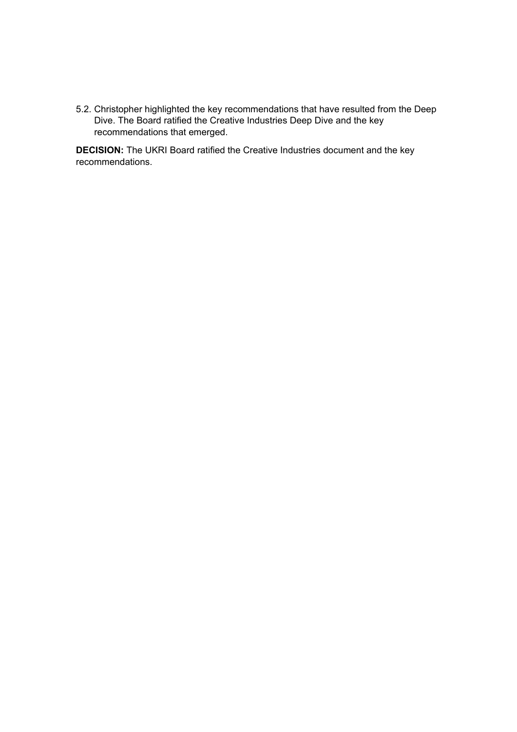5.2. Christopher highlighted the key recommendations that have resulted from the Deep Dive. The Board ratified the Creative Industries Deep Dive and the key recommendations that emerged.

**DECISION:** The UKRI Board ratified the Creative Industries document and the key recommendations.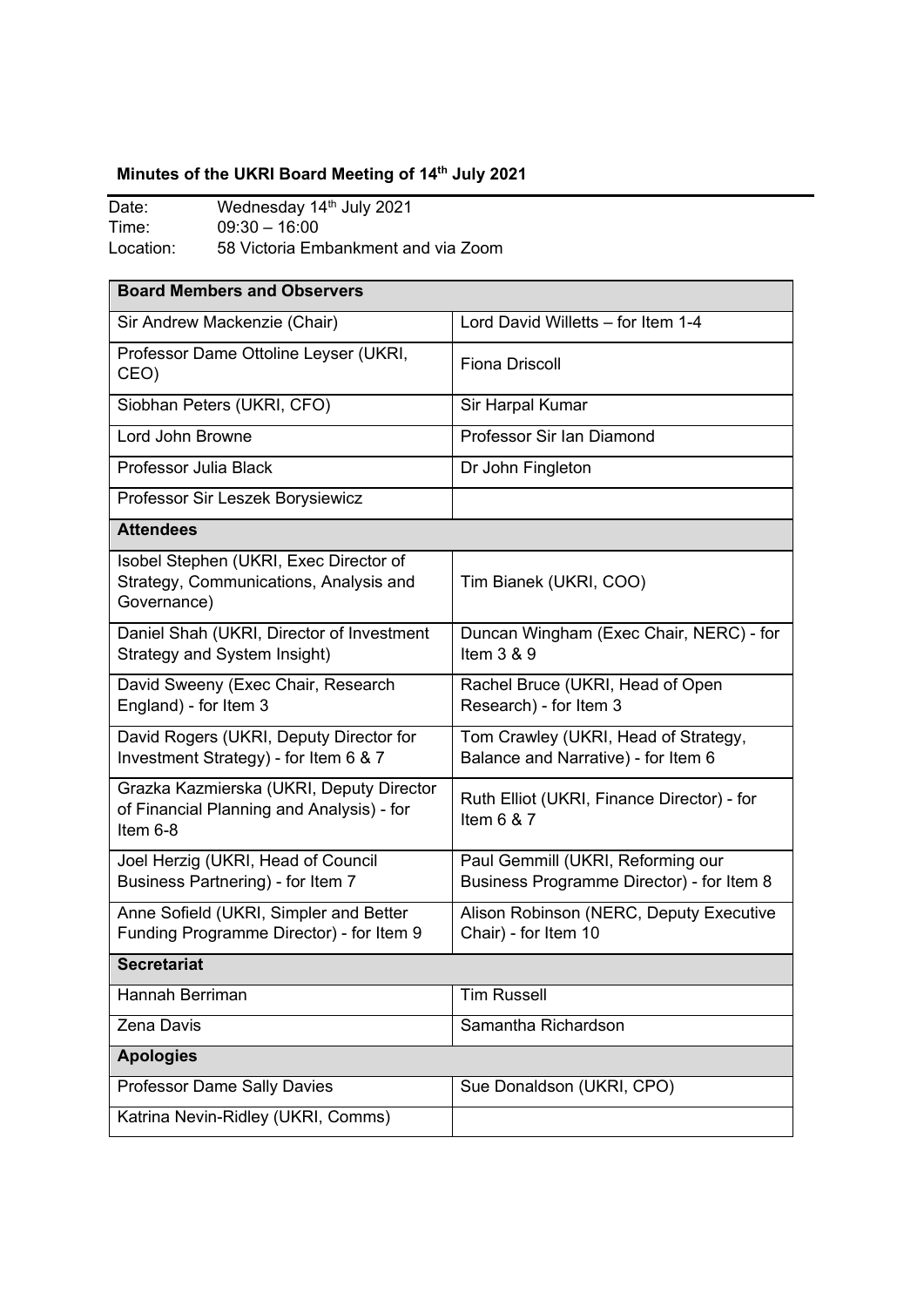**Minutes of the UKRI Board Meeting of 14th July 2021**

| | |
|---|---|
| Date: | Wednesday 14th July 2021 |
| Time: | 09:30 – 16:00 |
| Location: | 58 Victoria Embankment and via Zoom |

| **Board Members and Observers** | |
|---|---|
| Sir Andrew Mackenzie (Chair) | Lord David Willetts – for Item 1-4 |
| Professor Dame Ottoline Leyser (UKRI, CEO) | Fiona Driscoll |
| Siobhan Peters (UKRI, CFO) | Sir Harpal Kumar |
| Lord John Browne | Professor Sir Ian Diamond |
| Professor Julia Black | Dr John Fingleton |
| Professor Sir Leszek Borysiewicz | |
| **Attendees** | |
| Isobel Stephen (UKRI, Exec Director of Strategy, Communications, Analysis and Governance) | Tim Bianek (UKRI, COO) |
| Daniel Shah (UKRI, Director of Investment Strategy and System Insight) | Duncan Wingham (Exec Chair, NERC) - for Item 3 & 9 |
| David Sweeny (Exec Chair, Research England) - for Item 3 | Rachel Bruce (UKRI, Head of Open Research) - for Item 3 |
| David Rogers (UKRI, Deputy Director for Investment Strategy) - for Item 6 & 7 | Tom Crawley (UKRI, Head of Strategy, Balance and Narrative) - for Item 6 |
| Grazka Kazmierska (UKRI, Deputy Director of Financial Planning and Analysis) - for Item 6-8 | Ruth Elliot (UKRI, Finance Director) - for Item 6 & 7 |
| Joel Herzig (UKRI, Head of Council Business Partnering) - for Item 7 | Paul Gemmill (UKRI, Reforming our Business Programme Director) - for Item 8 |
| Anne Sofield (UKRI, Simpler and Better Funding Programme Director) - for Item 9 | Alison Robinson (NERC, Deputy Executive Chair) - for Item 10 |
| **Secretariat** | |
| Hannah Berriman | Tim Russell |
| Zena Davis | Samantha Richardson |
| **Apologies** | |
| Professor Dame Sally Davies | Sue Donaldson (UKRI, CPO) |
| Katrina Nevin-Ridley (UKRI, Comms) | |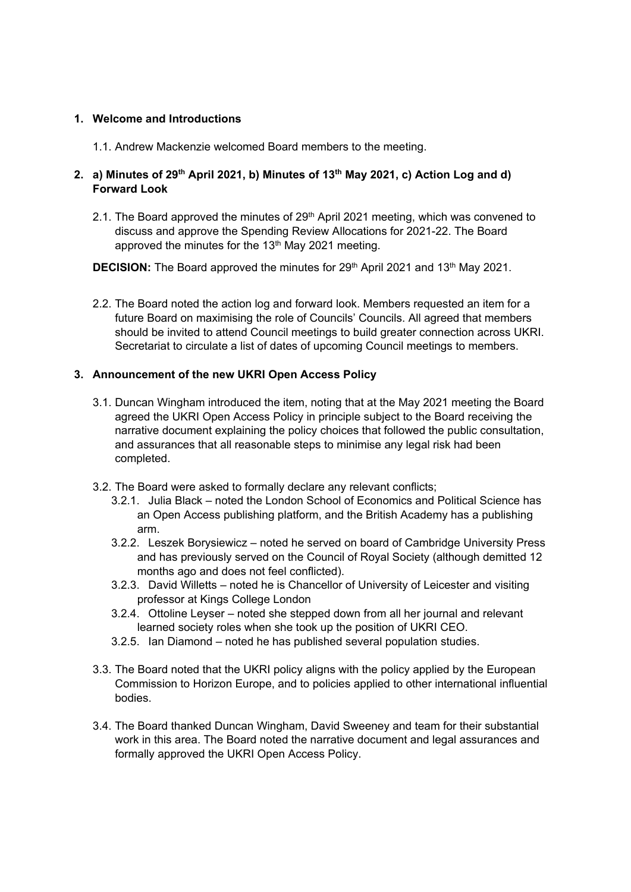1. **Welcome and Introductions**

    1.1. Andrew Mackenzie welcomed Board members to the meeting.

2. **a) Minutes of 29th April 2021, b) Minutes of 13th May 2021, c) Action Log and d) Forward Look**

    2.1. The Board approved the minutes of 29th April 2021 meeting, which was convened to discuss and approve the Spending Review Allocations for 2021-22. The Board approved the minutes for the 13th May 2021 meeting.

    **DECISION:** The Board approved the minutes for 29th April 2021 and 13th May 2021.

    2.2. The Board noted the action log and forward look. Members requested an item for a future Board on maximising the role of Councils' Councils. All agreed that members should be invited to attend Council meetings to build greater connection across UKRI. Secretariat to circulate a list of dates of upcoming Council meetings to members.

3. **Announcement of the new UKRI Open Access Policy**

    3.1. Duncan Wingham introduced the item, noting that at the May 2021 meeting the Board agreed the UKRI Open Access Policy in principle subject to the Board receiving the narrative document explaining the policy choices that followed the public consultation, and assurances that all reasonable steps to minimise any legal risk had been completed.

    3.2. The Board were asked to formally declare any relevant conflicts;

    3.2.1. Julia Black – noted the London School of Economics and Political Science has an Open Access publishing platform, and the British Academy has a publishing arm.

    3.2.2. Leszek Borysiewicz – noted he served on board of Cambridge University Press and has previously served on the Council of Royal Society (although demitted 12 months ago and does not feel conflicted).

    3.2.3. David Willetts – noted he is Chancellor of University of Leicester and visiting professor at Kings College London

    3.2.4. Ottoline Leyser – noted she stepped down from all her journal and relevant learned society roles when she took up the position of UKRI CEO.

    3.2.5. Ian Diamond – noted he has published several population studies.

    3.3. The Board noted that the UKRI policy aligns with the policy applied by the European Commission to Horizon Europe, and to policies applied to other international influential bodies.

    3.4. The Board thanked Duncan Wingham, David Sweeney and team for their substantial work in this area. The Board noted the narrative document and legal assurances and formally approved the UKRI Open Access Policy.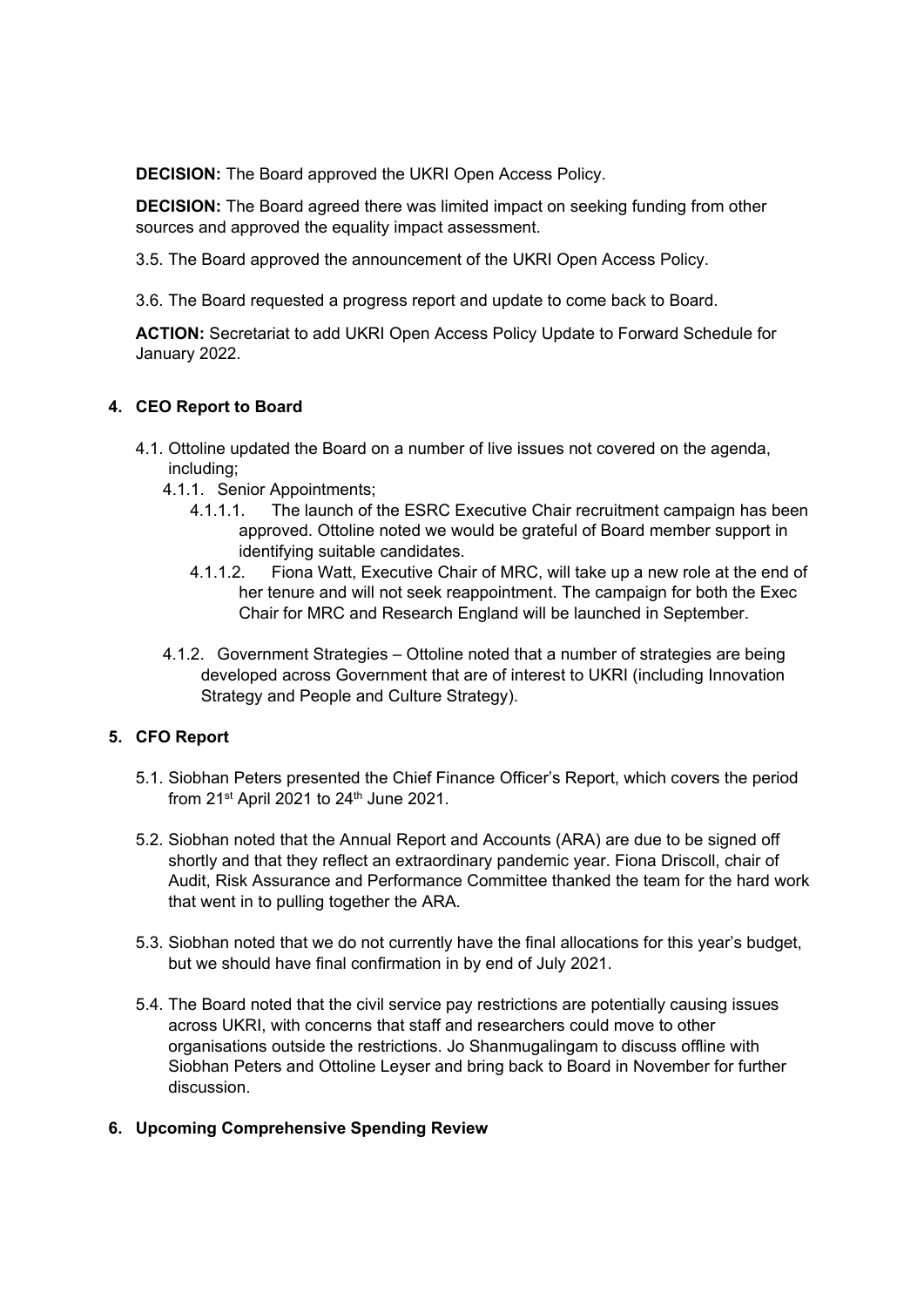**DECISION:** The Board approved the UKRI Open Access Policy.

**DECISION:** The Board agreed there was limited impact on seeking funding from other sources and approved the equality impact assessment.

3.5. The Board approved the announcement of the UKRI Open Access Policy.

3.6. The Board requested a progress report and update to come back to Board.

**ACTION:** Secretariat to add UKRI Open Access Policy Update to Forward Schedule for January 2022.

## 4. CEO Report to Board

4.1. Ottoline updated the Board on a number of live issues not covered on the agenda, including;

4.1.1. Senior Appointments;

4.1.1.1. The launch of the ESRC Executive Chair recruitment campaign has been approved. Ottoline noted we would be grateful of Board member support in identifying suitable candidates.

4.1.1.2. Fiona Watt, Executive Chair of MRC, will take up a new role at the end of her tenure and will not seek reappointment. The campaign for both the Exec Chair for MRC and Research England will be launched in September.

4.1.2. Government Strategies – Ottoline noted that a number of strategies are being developed across Government that are of interest to UKRI (including Innovation Strategy and People and Culture Strategy).

## 5. CFO Report

5.1. Siobhan Peters presented the Chief Finance Officer's Report, which covers the period from 21st April 2021 to 24th June 2021.

5.2. Siobhan noted that the Annual Report and Accounts (ARA) are due to be signed off shortly and that they reflect an extraordinary pandemic year. Fiona Driscoll, chair of Audit, Risk Assurance and Performance Committee thanked the team for the hard work that went in to pulling together the ARA.

5.3. Siobhan noted that we do not currently have the final allocations for this year's budget, but we should have final confirmation in by end of July 2021.

5.4. The Board noted that the civil service pay restrictions are potentially causing issues across UKRI, with concerns that staff and researchers could move to other organisations outside the restrictions. Jo Shanmugalingam to discuss offline with Siobhan Peters and Ottoline Leyser and bring back to Board in November for further discussion.

## 6. Upcoming Comprehensive Spending Review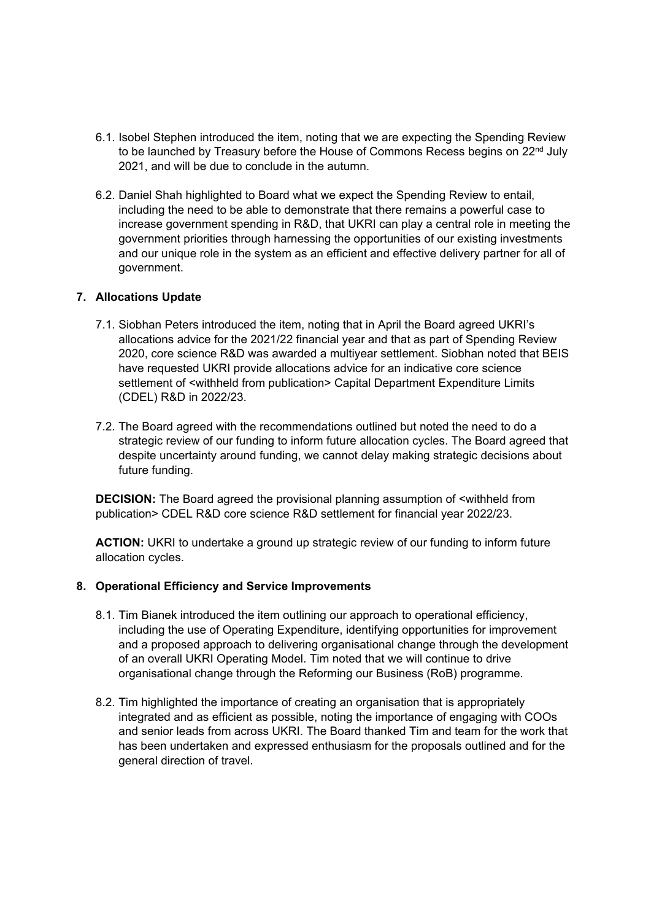6.1. Isobel Stephen introduced the item, noting that we are expecting the Spending Review to be launched by Treasury before the House of Commons Recess begins on 22nd July 2021, and will be due to conclude in the autumn.

6.2. Daniel Shah highlighted to Board what we expect the Spending Review to entail, including the need to be able to demonstrate that there remains a powerful case to increase government spending in R&D, that UKRI can play a central role in meeting the government priorities through harnessing the opportunities of our existing investments and our unique role in the system as an efficient and effective delivery partner for all of government.

## 7. Allocations Update

7.1. Siobhan Peters introduced the item, noting that in April the Board agreed UKRI's allocations advice for the 2021/22 financial year and that as part of Spending Review 2020, core science R&D was awarded a multiyear settlement. Siobhan noted that BEIS have requested UKRI provide allocations advice for an indicative core science settlement of <withheld from publication> Capital Department Expenditure Limits (CDEL) R&D in 2022/23.

7.2. The Board agreed with the recommendations outlined but noted the need to do a strategic review of our funding to inform future allocation cycles. The Board agreed that despite uncertainty around funding, we cannot delay making strategic decisions about future funding.

**DECISION:** The Board agreed the provisional planning assumption of <withheld from publication> CDEL R&D core science R&D settlement for financial year 2022/23.

**ACTION:** UKRI to undertake a ground up strategic review of our funding to inform future allocation cycles.

## 8. Operational Efficiency and Service Improvements

8.1. Tim Bianek introduced the item outlining our approach to operational efficiency, including the use of Operating Expenditure, identifying opportunities for improvement and a proposed approach to delivering organisational change through the development of an overall UKRI Operating Model. Tim noted that we will continue to drive organisational change through the Reforming our Business (RoB) programme.

8.2. Tim highlighted the importance of creating an organisation that is appropriately integrated and as efficient as possible, noting the importance of engaging with COOs and senior leads from across UKRI. The Board thanked Tim and team for the work that has been undertaken and expressed enthusiasm for the proposals outlined and for the general direction of travel.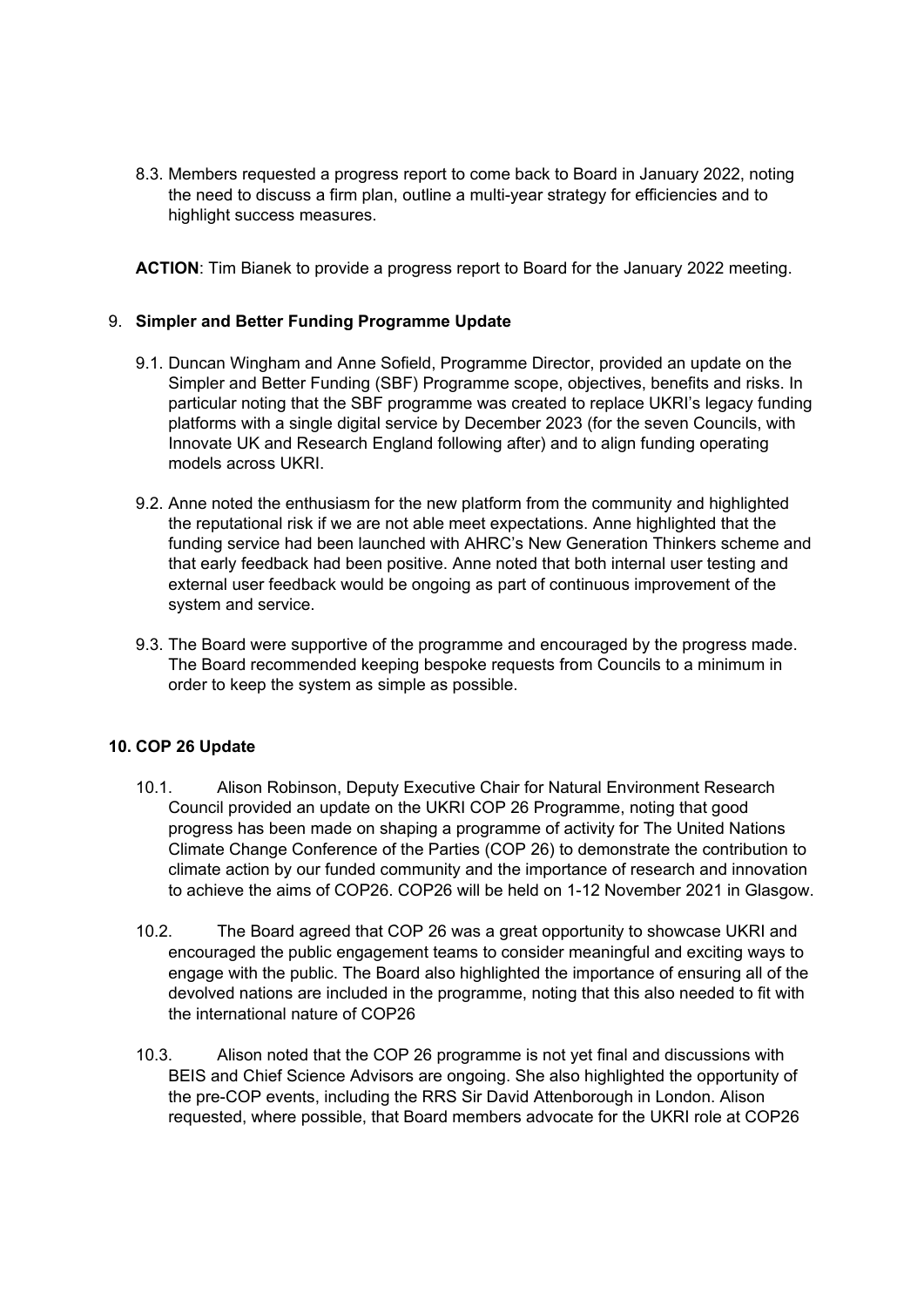8.3. Members requested a progress report to come back to Board in January 2022, noting the need to discuss a firm plan, outline a multi-year strategy for efficiencies and to highlight success measures.

**ACTION**: Tim Bianek to provide a progress report to Board for the January 2022 meeting.

## 9. **Simpler and Better Funding Programme Update**

9.1. Duncan Wingham and Anne Sofield, Programme Director, provided an update on the Simpler and Better Funding (SBF) Programme scope, objectives, benefits and risks. In particular noting that the SBF programme was created to replace UKRI's legacy funding platforms with a single digital service by December 2023 (for the seven Councils, with Innovate UK and Research England following after) and to align funding operating models across UKRI.

9.2. Anne noted the enthusiasm for the new platform from the community and highlighted the reputational risk if we are not able meet expectations. Anne highlighted that the funding service had been launched with AHRC's New Generation Thinkers scheme and that early feedback had been positive. Anne noted that both internal user testing and external user feedback would be ongoing as part of continuous improvement of the system and service.

9.3. The Board were supportive of the programme and encouraged by the progress made. The Board recommended keeping bespoke requests from Councils to a minimum in order to keep the system as simple as possible.

## **10. COP 26 Update**

10.1. Alison Robinson, Deputy Executive Chair for Natural Environment Research Council provided an update on the UKRI COP 26 Programme, noting that good progress has been made on shaping a programme of activity for The United Nations Climate Change Conference of the Parties (COP 26) to demonstrate the contribution to climate action by our funded community and the importance of research and innovation to achieve the aims of COP26. COP26 will be held on 1-12 November 2021 in Glasgow.

10.2. The Board agreed that COP 26 was a great opportunity to showcase UKRI and encouraged the public engagement teams to consider meaningful and exciting ways to engage with the public. The Board also highlighted the importance of ensuring all of the devolved nations are included in the programme, noting that this also needed to fit with the international nature of COP26

10.3. Alison noted that the COP 26 programme is not yet final and discussions with BEIS and Chief Science Advisors are ongoing. She also highlighted the opportunity of the pre-COP events, including the RRS Sir David Attenborough in London. Alison requested, where possible, that Board members advocate for the UKRI role at COP26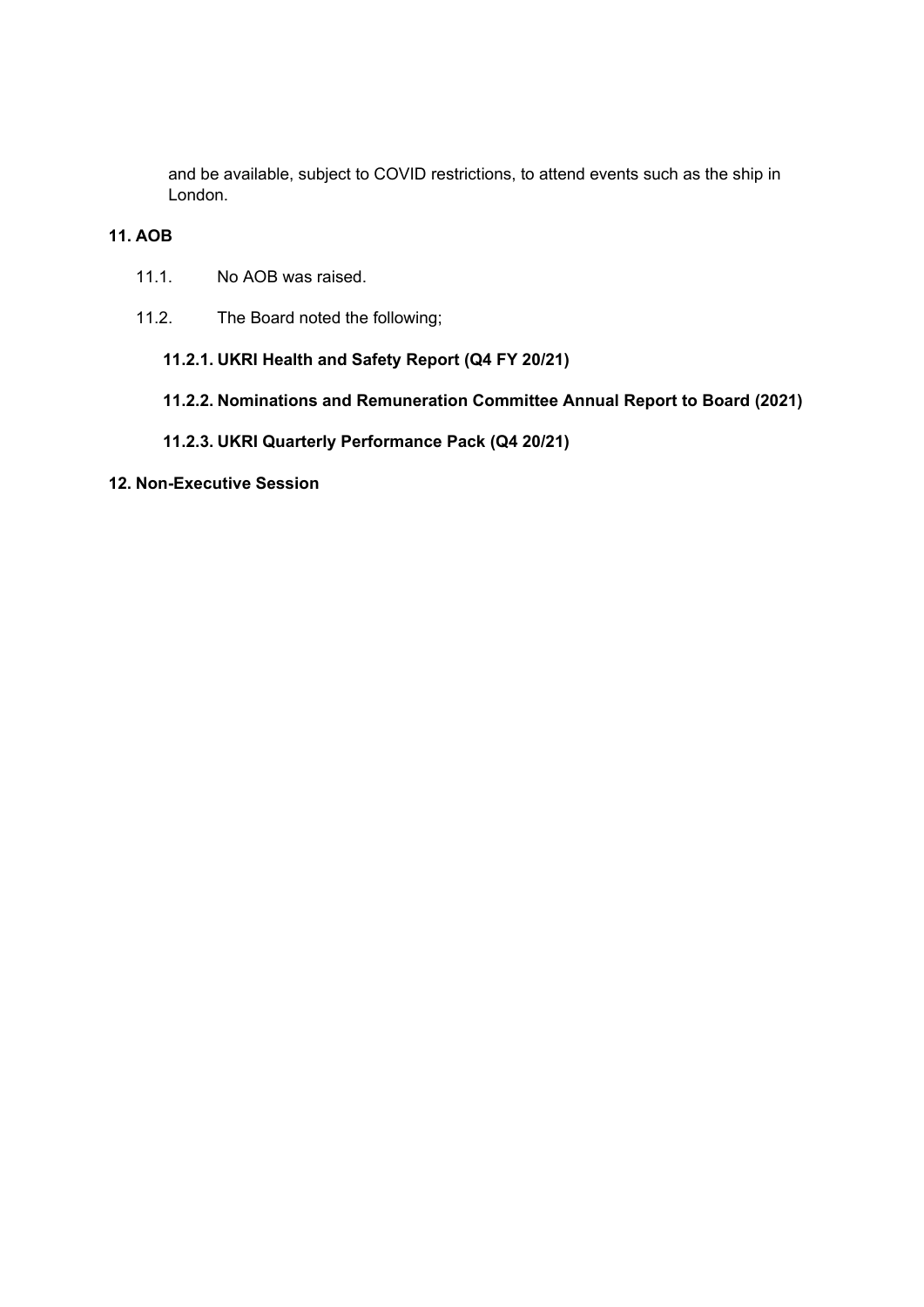and be available, subject to COVID restrictions, to attend events such as the ship in London.

## 11. AOB

11.1. No AOB was raised.

11.2. The Board noted the following;

**11.2.1. UKRI Health and Safety Report (Q4 FY 20/21)**

**11.2.2. Nominations and Remuneration Committee Annual Report to Board (2021)**

**11.2.3. UKRI Quarterly Performance Pack (Q4 20/21)**

## 12. Non-Executive Session